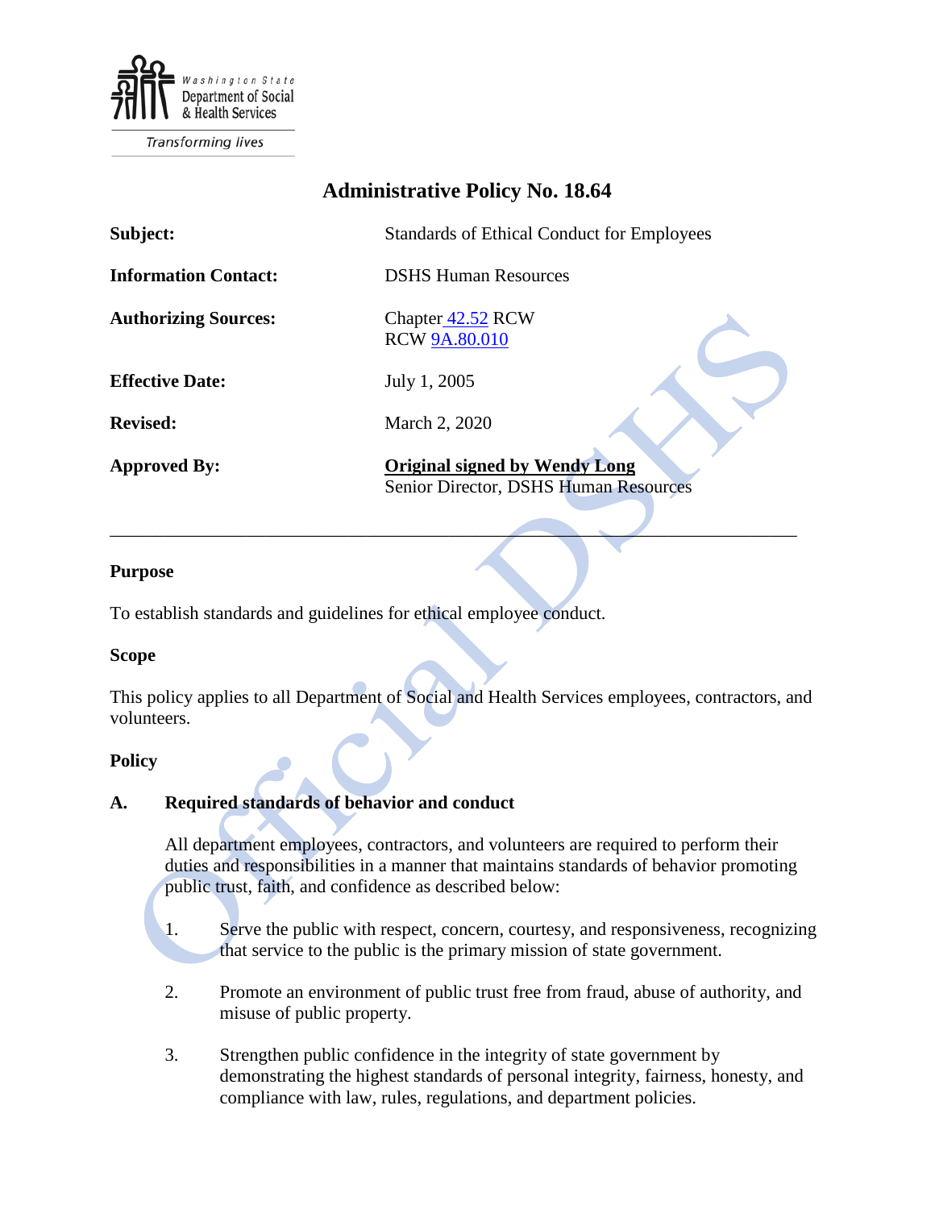Washington State Department of Social & Health Services

Transforming lives

# Administrative Policy No. 18.64

| | |
|---|---|
| **Subject:** | Standards of Ethical Conduct for Employees |
| **Information Contact:** | DSHS Human Resources |
| **Authorizing Sources:** | Chapter 42.52 RCW<br>RCW 9A.80.010 |
| **Effective Date:** | July 1, 2005 |
| **Revised:** | March 2, 2020 |
| **Approved By:** | **Original signed by Wendy Long**<br>Senior Director, DSHS Human Resources |

---

## Purpose

To establish standards and guidelines for ethical employee conduct.

## Scope

This policy applies to all Department of Social and Health Services employees, contractors, and volunteers.

## Policy

### A. Required standards of behavior and conduct

All department employees, contractors, and volunteers are required to perform their duties and responsibilities in a manner that maintains standards of behavior promoting public trust, faith, and confidence as described below:

1. Serve the public with respect, concern, courtesy, and responsiveness, recognizing that service to the public is the primary mission of state government.

2. Promote an environment of public trust free from fraud, abuse of authority, and misuse of public property.

3. Strengthen public confidence in the integrity of state government by demonstrating the highest standards of personal integrity, fairness, honesty, and compliance with law, rules, regulations, and department policies.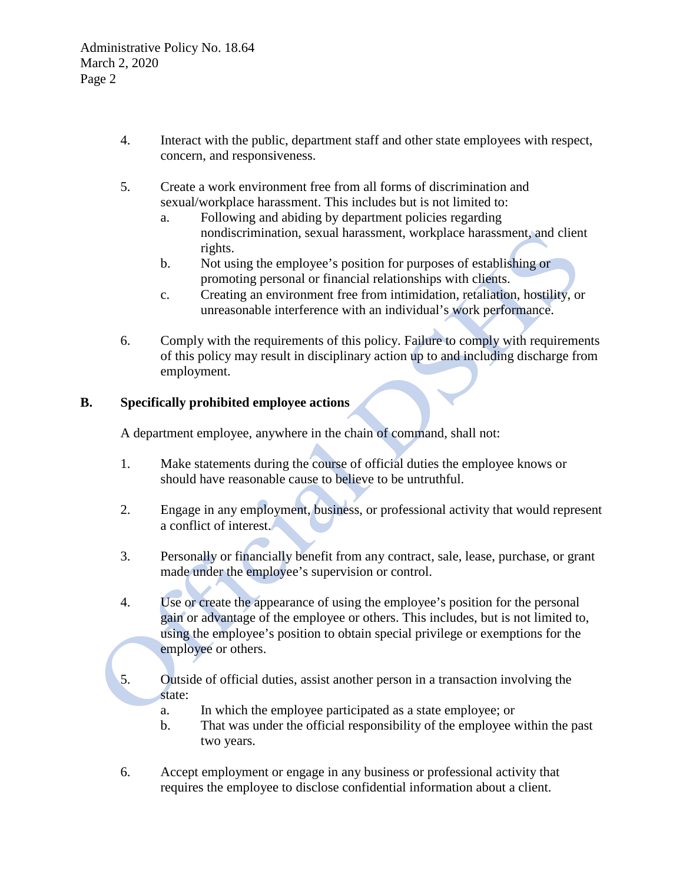4. Interact with the public, department staff and other state employees with respect, concern, and responsiveness.

5. Create a work environment free from all forms of discrimination and sexual/workplace harassment. This includes but is not limited to:
   a. Following and abiding by department policies regarding nondiscrimination, sexual harassment, workplace harassment, and client rights.
   b. Not using the employee's position for purposes of establishing or promoting personal or financial relationships with clients.
   c. Creating an environment free from intimidation, retaliation, hostility, or unreasonable interference with an individual's work performance.

6. Comply with the requirements of this policy. Failure to comply with requirements of this policy may result in disciplinary action up to and including discharge from employment.

## B. Specifically prohibited employee actions

A department employee, anywhere in the chain of command, shall not:

1. Make statements during the course of official duties the employee knows or should have reasonable cause to believe to be untruthful.

2. Engage in any employment, business, or professional activity that would represent a conflict of interest.

3. Personally or financially benefit from any contract, sale, lease, purchase, or grant made under the employee's supervision or control.

4. Use or create the appearance of using the employee's position for the personal gain or advantage of the employee or others. This includes, but is not limited to, using the employee's position to obtain special privilege or exemptions for the employee or others.

5. Outside of official duties, assist another person in a transaction involving the state:
   a. In which the employee participated as a state employee; or
   b. That was under the official responsibility of the employee within the past two years.

6. Accept employment or engage in any business or professional activity that requires the employee to disclose confidential information about a client.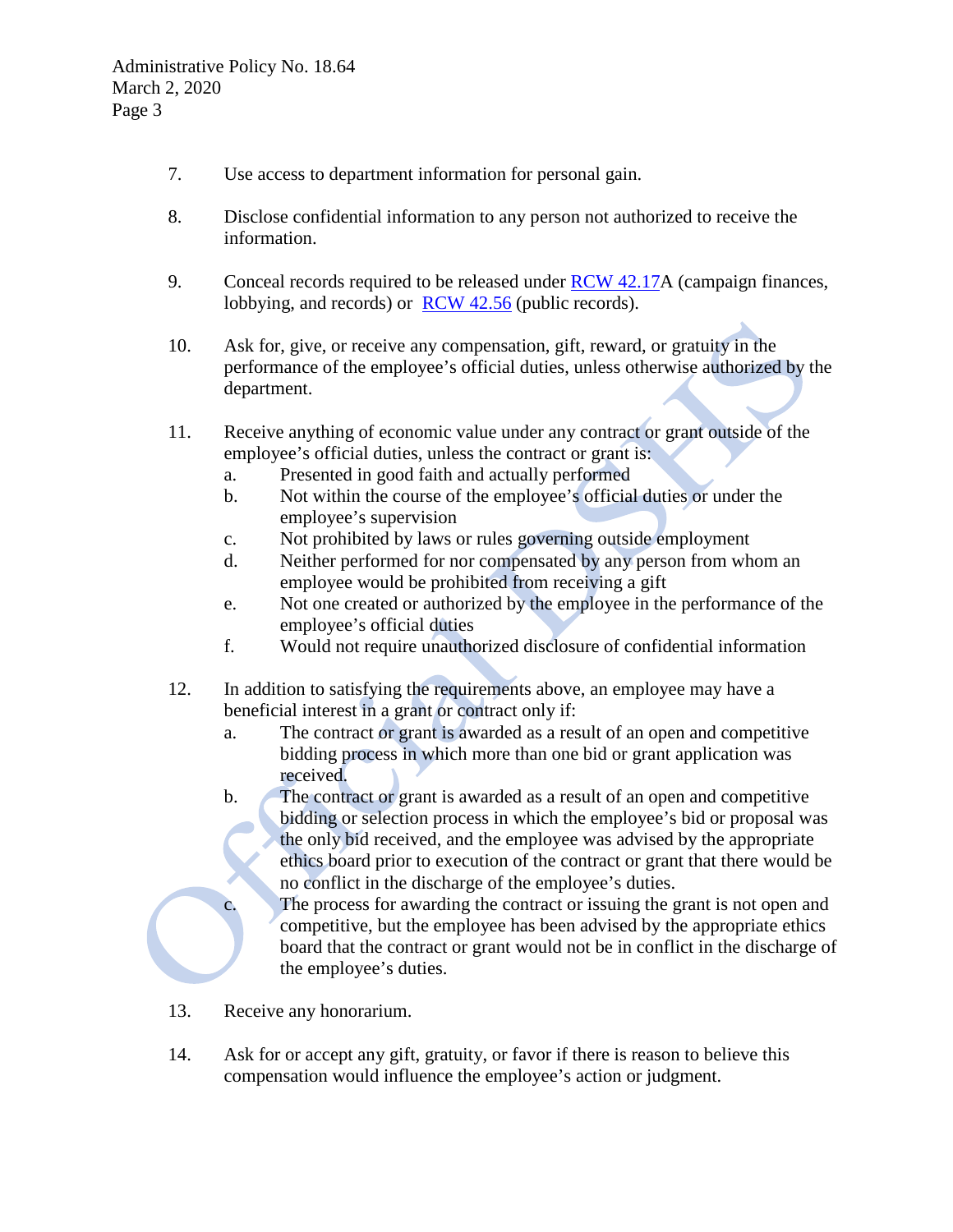7. Use access to department information for personal gain.

8. Disclose confidential information to any person not authorized to receive the information.

9. Conceal records required to be released under RCW 42.17A (campaign finances, lobbying, and records) or RCW 42.56 (public records).

10. Ask for, give, or receive any compensation, gift, reward, or gratuity in the performance of the employee's official duties, unless otherwise authorized by the department.

11. Receive anything of economic value under any contract or grant outside of the employee's official duties, unless the contract or grant is:
    a. Presented in good faith and actually performed
    b. Not within the course of the employee's official duties or under the employee's supervision
    c. Not prohibited by laws or rules governing outside employment
    d. Neither performed for nor compensated by any person from whom an employee would be prohibited from receiving a gift
    e. Not one created or authorized by the employee in the performance of the employee's official duties
    f. Would not require unauthorized disclosure of confidential information

12. In addition to satisfying the requirements above, an employee may have a beneficial interest in a grant or contract only if:
    a. The contract or grant is awarded as a result of an open and competitive bidding process in which more than one bid or grant application was received.
    b. The contract or grant is awarded as a result of an open and competitive bidding or selection process in which the employee's bid or proposal was the only bid received, and the employee was advised by the appropriate ethics board prior to execution of the contract or grant that there would be no conflict in the discharge of the employee's duties.
    c. The process for awarding the contract or issuing the grant is not open and competitive, but the employee has been advised by the appropriate ethics board that the contract or grant would not be in conflict in the discharge of the employee's duties.

13. Receive any honorarium.

14. Ask for or accept any gift, gratuity, or favor if there is reason to believe this compensation would influence the employee's action or judgment.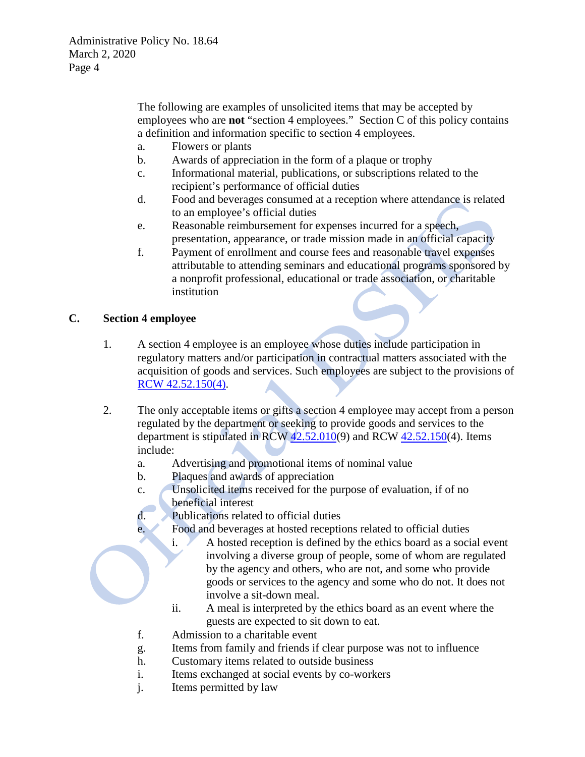The following are examples of unsolicited items that may be accepted by employees who are **not** "section 4 employees." Section C of this policy contains a definition and information specific to section 4 employees.

a. Flowers or plants
b. Awards of appreciation in the form of a plaque or trophy
c. Informational material, publications, or subscriptions related to the recipient's performance of official duties
d. Food and beverages consumed at a reception where attendance is related to an employee's official duties
e. Reasonable reimbursement for expenses incurred for a speech, presentation, appearance, or trade mission made in an official capacity
f. Payment of enrollment and course fees and reasonable travel expenses attributable to attending seminars and educational programs sponsored by a nonprofit professional, educational or trade association, or charitable institution

## C. Section 4 employee

1. A section 4 employee is an employee whose duties include participation in regulatory matters and/or participation in contractual matters associated with the acquisition of goods and services. Such employees are subject to the provisions of RCW 42.52.150(4).

2. The only acceptable items or gifts a section 4 employee may accept from a person regulated by the department or seeking to provide goods and services to the department is stipulated in RCW 42.52.010(9) and RCW 42.52.150(4). Items include:
   a. Advertising and promotional items of nominal value
   b. Plaques and awards of appreciation
   c. Unsolicited items received for the purpose of evaluation, if of no beneficial interest
   d. Publications related to official duties
   e. Food and beverages at hosted receptions related to official duties
      i. A hosted reception is defined by the ethics board as a social event involving a diverse group of people, some of whom are regulated by the agency and others, who are not, and some who provide goods or services to the agency and some who do not. It does not involve a sit-down meal.
      ii. A meal is interpreted by the ethics board as an event where the guests are expected to sit down to eat.
   f. Admission to a charitable event
   g. Items from family and friends if clear purpose was not to influence
   h. Customary items related to outside business
   i. Items exchanged at social events by co-workers
   j. Items permitted by law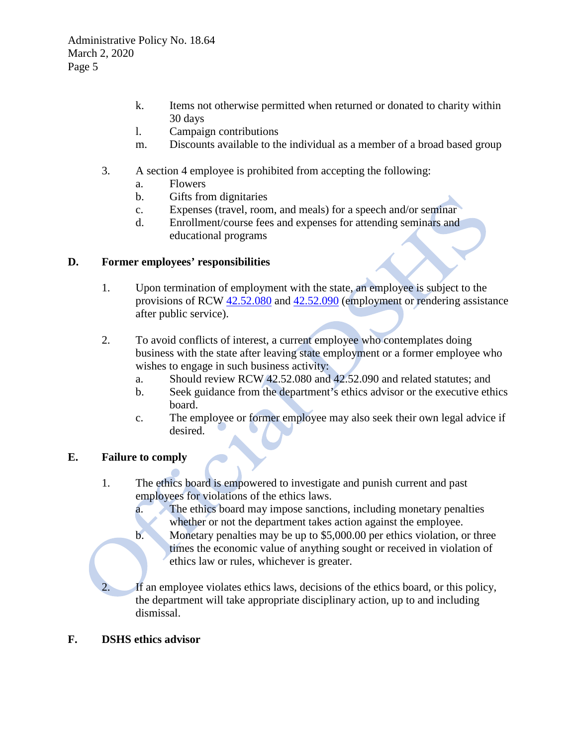k. Items not otherwise permitted when returned or donated to charity within 30 days
l. Campaign contributions
m. Discounts available to the individual as a member of a broad based group

3. A section 4 employee is prohibited from accepting the following:
   a. Flowers
   b. Gifts from dignitaries
   c. Expenses (travel, room, and meals) for a speech and/or seminar
   d. Enrollment/course fees and expenses for attending seminars and educational programs

## D. Former employees' responsibilities

1. Upon termination of employment with the state, an employee is subject to the provisions of RCW 42.52.080 and 42.52.090 (employment or rendering assistance after public service).

2. To avoid conflicts of interest, a current employee who contemplates doing business with the state after leaving state employment or a former employee who wishes to engage in such business activity:
   a. Should review RCW 42.52.080 and 42.52.090 and related statutes; and
   b. Seek guidance from the department's ethics advisor or the executive ethics board.
   c. The employee or former employee may also seek their own legal advice if desired.

## E. Failure to comply

1. The ethics board is empowered to investigate and punish current and past employees for violations of the ethics laws.
   a. The ethics board may impose sanctions, including monetary penalties whether or not the department takes action against the employee.
   b. Monetary penalties may be up to $5,000.00 per ethics violation, or three times the economic value of anything sought or received in violation of ethics law or rules, whichever is greater.

2. If an employee violates ethics laws, decisions of the ethics board, or this policy, the department will take appropriate disciplinary action, up to and including dismissal.

## F. DSHS ethics advisor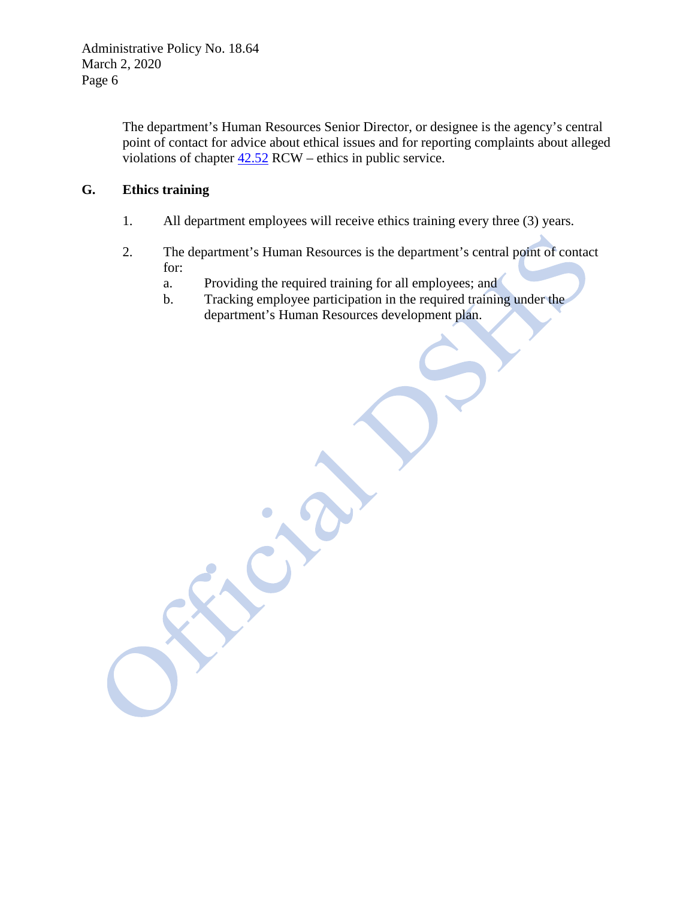The department's Human Resources Senior Director, or designee is the agency's central point of contact for advice about ethical issues and for reporting complaints about alleged violations of chapter 42.52 RCW – ethics in public service.

**G. Ethics training**

1. All department employees will receive ethics training every three (3) years.

2. The department's Human Resources is the department's central point of contact for:
   a. Providing the required training for all employees; and
   b. Tracking employee participation in the required training under the department's Human Resources development plan.